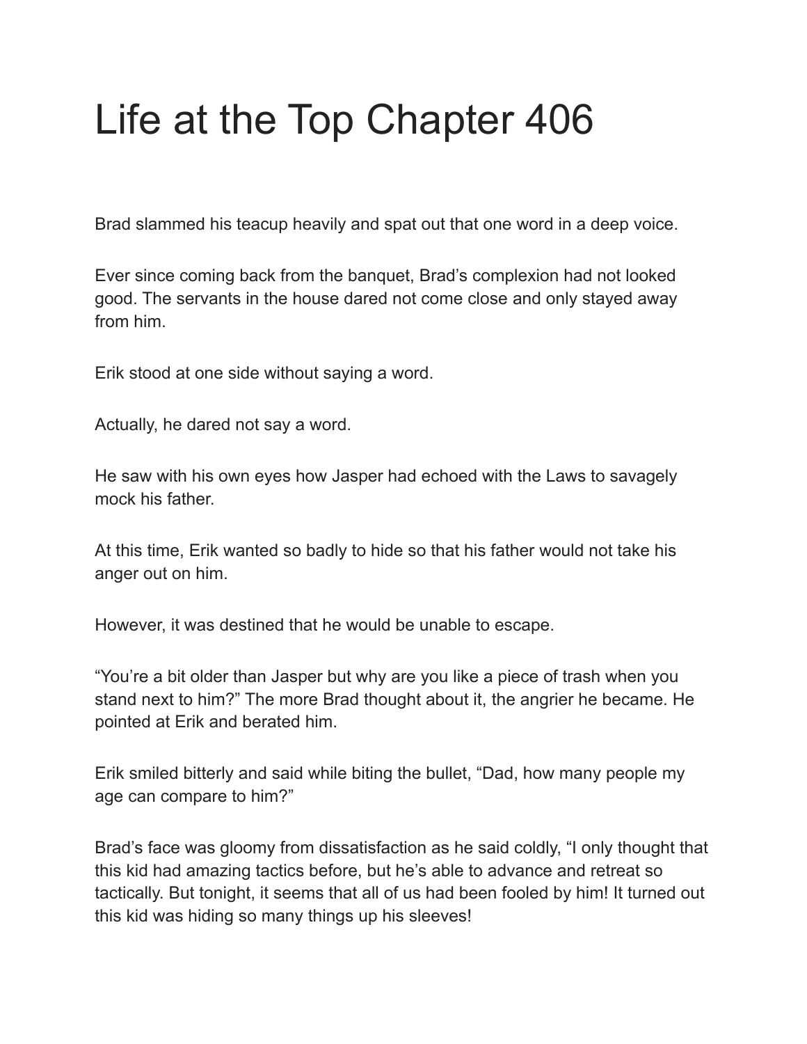# Life at the Top Chapter 406

Brad slammed his teacup heavily and spat out that one word in a deep voice.

Ever since coming back from the banquet, Brad's complexion had not looked good. The servants in the house dared not come close and only stayed away from him.

Erik stood at one side without saying a word.

Actually, he dared not say a word.

He saw with his own eyes how Jasper had echoed with the Laws to savagely mock his father.

At this time, Erik wanted so badly to hide so that his father would not take his anger out on him.

However, it was destined that he would be unable to escape.

"You're a bit older than Jasper but why are you like a piece of trash when you stand next to him?" The more Brad thought about it, the angrier he became. He pointed at Erik and berated him.

Erik smiled bitterly and said while biting the bullet, "Dad, how many people my age can compare to him?"

Brad's face was gloomy from dissatisfaction as he said coldly, "I only thought that this kid had amazing tactics before, but he's able to advance and retreat so tactically. But tonight, it seems that all of us had been fooled by him! It turned out this kid was hiding so many things up his sleeves!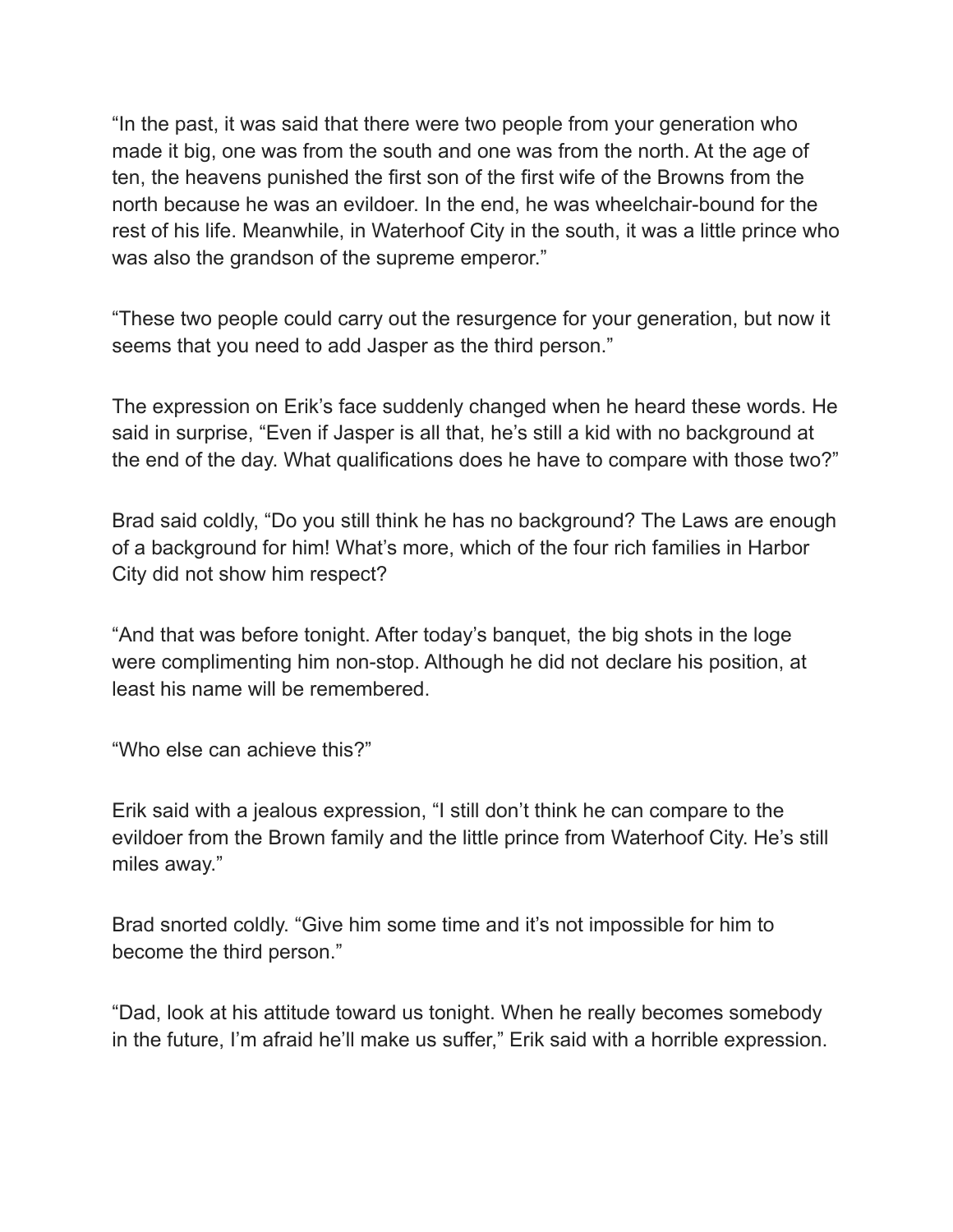"In the past, it was said that there were two people from your generation who made it big, one was from the south and one was from the north. At the age of ten, the heavens punished the first son of the first wife of the Browns from the north because he was an evildoer. In the end, he was wheelchair-bound for the rest of his life. Meanwhile, in Waterhoof City in the south, it was a little prince who was also the grandson of the supreme emperor."

"These two people could carry out the resurgence for your generation, but now it seems that you need to add Jasper as the third person."

The expression on Erik's face suddenly changed when he heard these words. He said in surprise, "Even if Jasper is all that, he's still a kid with no background at the end of the day. What qualifications does he have to compare with those two?"

Brad said coldly, "Do you still think he has no background? The Laws are enough of a background for him! What's more, which of the four rich families in Harbor City did not show him respect?

"And that was before tonight. After today's banquet, the big shots in the loge were complimenting him non-stop. Although he did not declare his position, at least his name will be remembered.

"Who else can achieve this?"

Erik said with a jealous expression, "I still don't think he can compare to the evildoer from the Brown family and the little prince from Waterhoof City. He's still miles away."

Brad snorted coldly. "Give him some time and it's not impossible for him to become the third person."

"Dad, look at his attitude toward us tonight. When he really becomes somebody in the future, I'm afraid he'll make us suffer," Erik said with a horrible expression.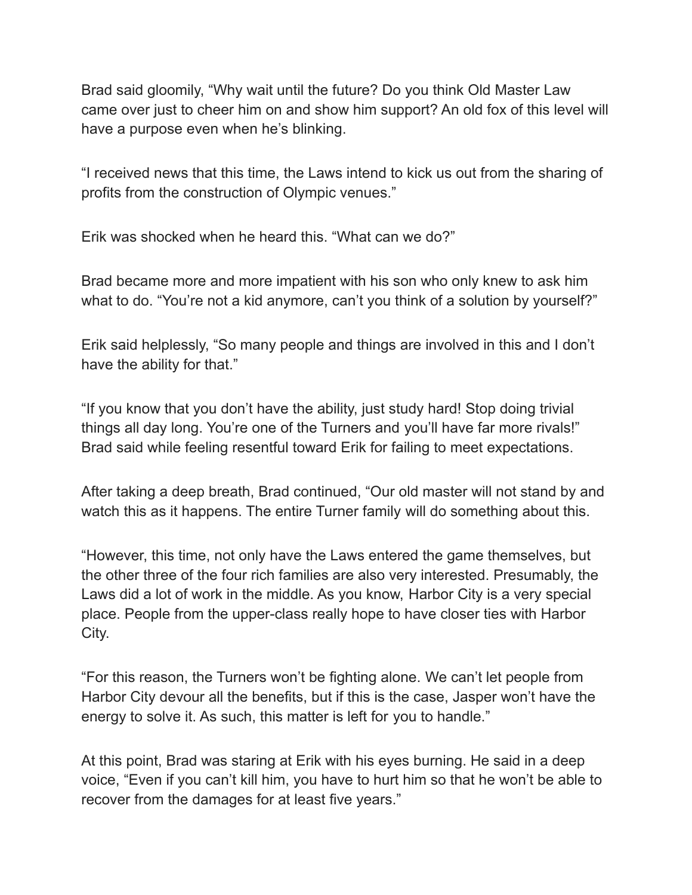Brad said gloomily, "Why wait until the future? Do you think Old Master Law came over just to cheer him on and show him support? An old fox of this level will have a purpose even when he's blinking.

"I received news that this time, the Laws intend to kick us out from the sharing of profits from the construction of Olympic venues."

Erik was shocked when he heard this. "What can we do?"

Brad became more and more impatient with his son who only knew to ask him what to do. "You're not a kid anymore, can't you think of a solution by yourself?"

Erik said helplessly, "So many people and things are involved in this and I don't have the ability for that."

"If you know that you don't have the ability, just study hard! Stop doing trivial things all day long. You're one of the Turners and you'll have far more rivals!" Brad said while feeling resentful toward Erik for failing to meet expectations.

After taking a deep breath, Brad continued, "Our old master will not stand by and watch this as it happens. The entire Turner family will do something about this.

"However, this time, not only have the Laws entered the game themselves, but the other three of the four rich families are also very interested. Presumably, the Laws did a lot of work in the middle. As you know, Harbor City is a very special place. People from the upper-class really hope to have closer ties with Harbor City.

"For this reason, the Turners won't be fighting alone. We can't let people from Harbor City devour all the benefits, but if this is the case, Jasper won't have the energy to solve it. As such, this matter is left for you to handle."

At this point, Brad was staring at Erik with his eyes burning. He said in a deep voice, "Even if you can't kill him, you have to hurt him so that he won't be able to recover from the damages for at least five years."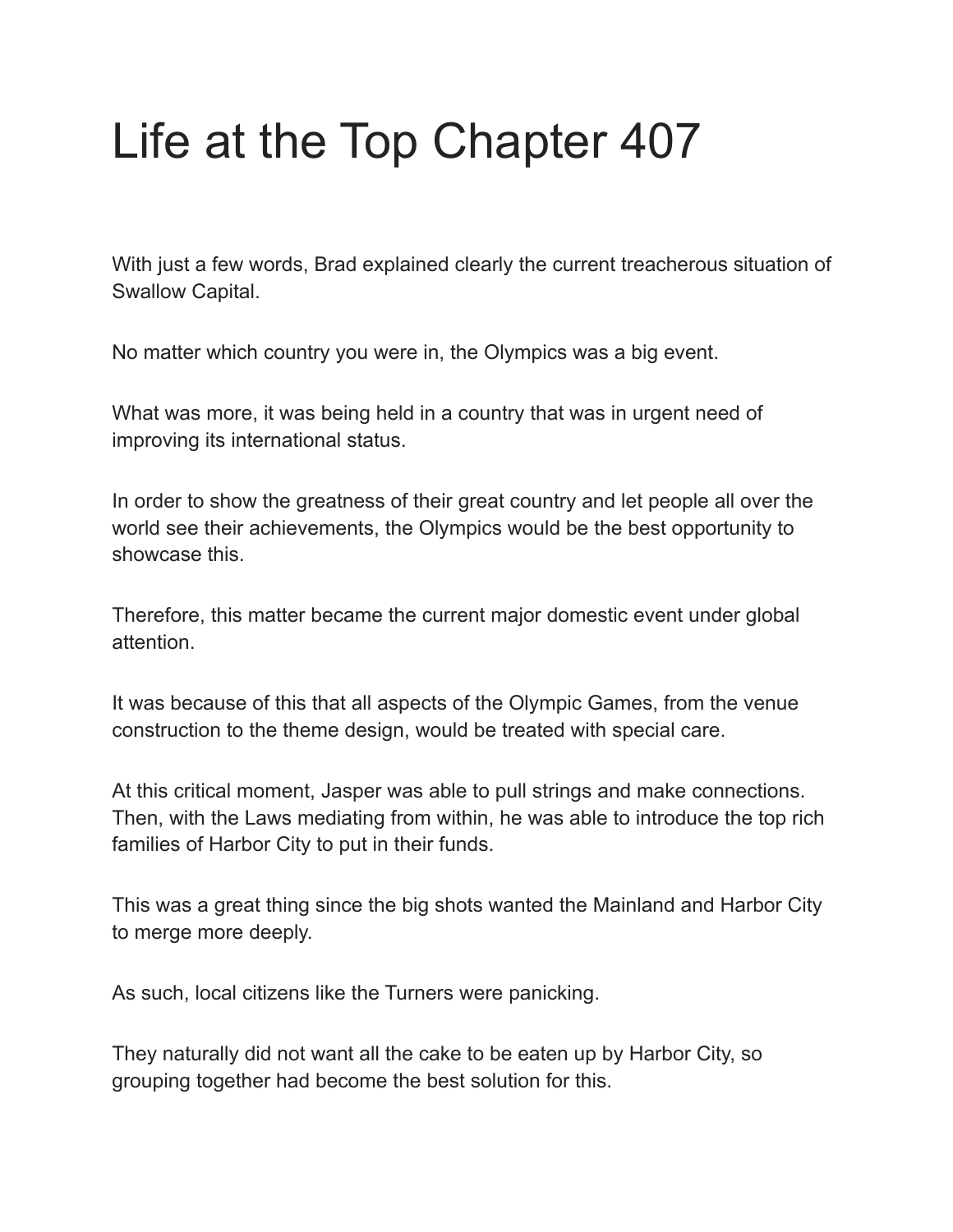# Life at the Top Chapter 407

With just a few words, Brad explained clearly the current treacherous situation of Swallow Capital.

No matter which country you were in, the Olympics was a big event.

What was more, it was being held in a country that was in urgent need of improving its international status.

In order to show the greatness of their great country and let people all over the world see their achievements, the Olympics would be the best opportunity to showcase this.

Therefore, this matter became the current major domestic event under global attention.

It was because of this that all aspects of the Olympic Games, from the venue construction to the theme design, would be treated with special care.

At this critical moment, Jasper was able to pull strings and make connections. Then, with the Laws mediating from within, he was able to introduce the top rich families of Harbor City to put in their funds.

This was a great thing since the big shots wanted the Mainland and Harbor City to merge more deeply.

As such, local citizens like the Turners were panicking.

They naturally did not want all the cake to be eaten up by Harbor City, so grouping together had become the best solution for this.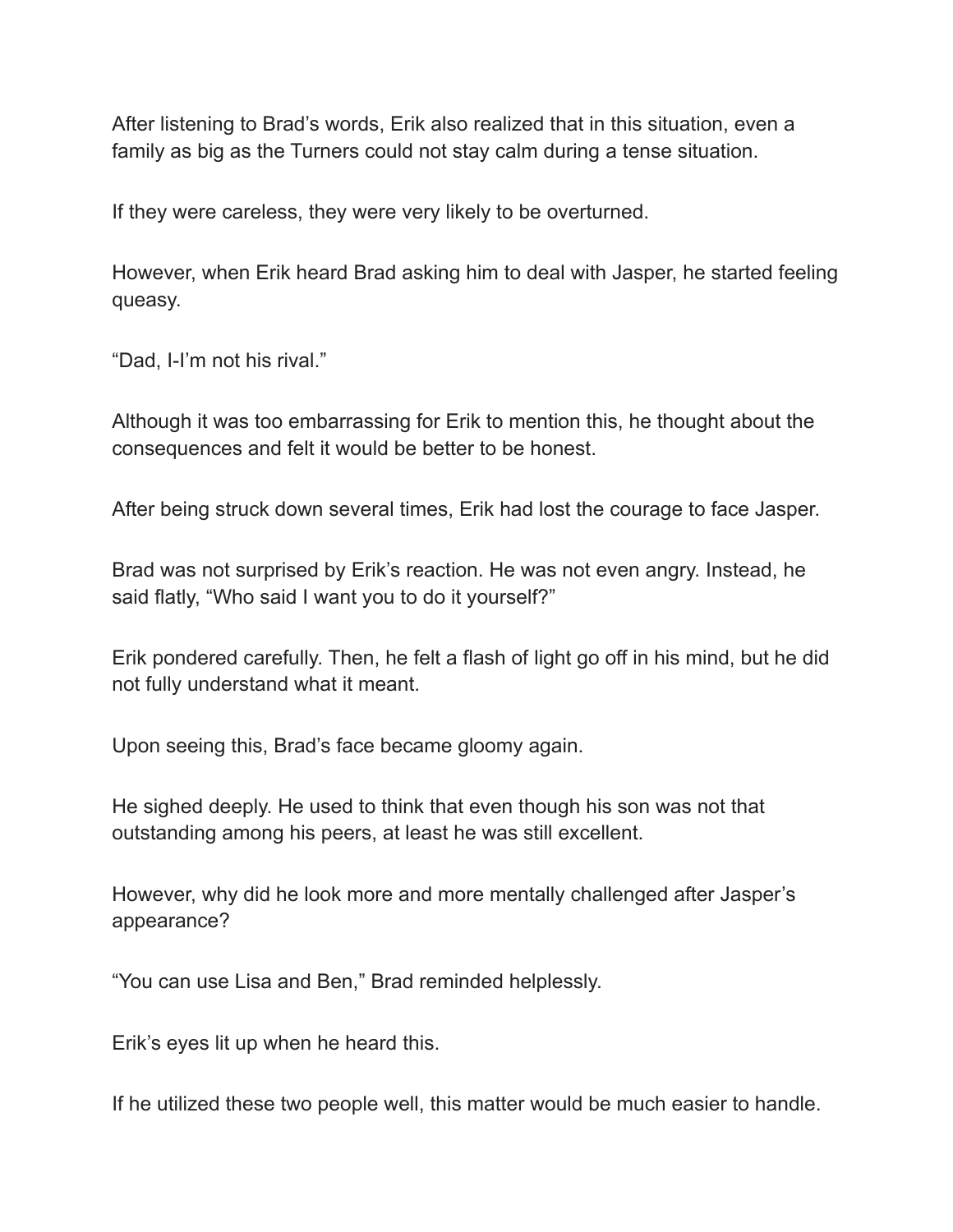After listening to Brad's words, Erik also realized that in this situation, even a family as big as the Turners could not stay calm during a tense situation.

If they were careless, they were very likely to be overturned.

However, when Erik heard Brad asking him to deal with Jasper, he started feeling queasy.

"Dad, I-I'm not his rival."

Although it was too embarrassing for Erik to mention this, he thought about the consequences and felt it would be better to be honest.

After being struck down several times, Erik had lost the courage to face Jasper.

Brad was not surprised by Erik's reaction. He was not even angry. Instead, he said flatly, "Who said I want you to do it yourself?"

Erik pondered carefully. Then, he felt a flash of light go off in his mind, but he did not fully understand what it meant.

Upon seeing this, Brad's face became gloomy again.

He sighed deeply. He used to think that even though his son was not that outstanding among his peers, at least he was still excellent.

However, why did he look more and more mentally challenged after Jasper's appearance?

"You can use Lisa and Ben," Brad reminded helplessly.

Erik's eyes lit up when he heard this.

If he utilized these two people well, this matter would be much easier to handle.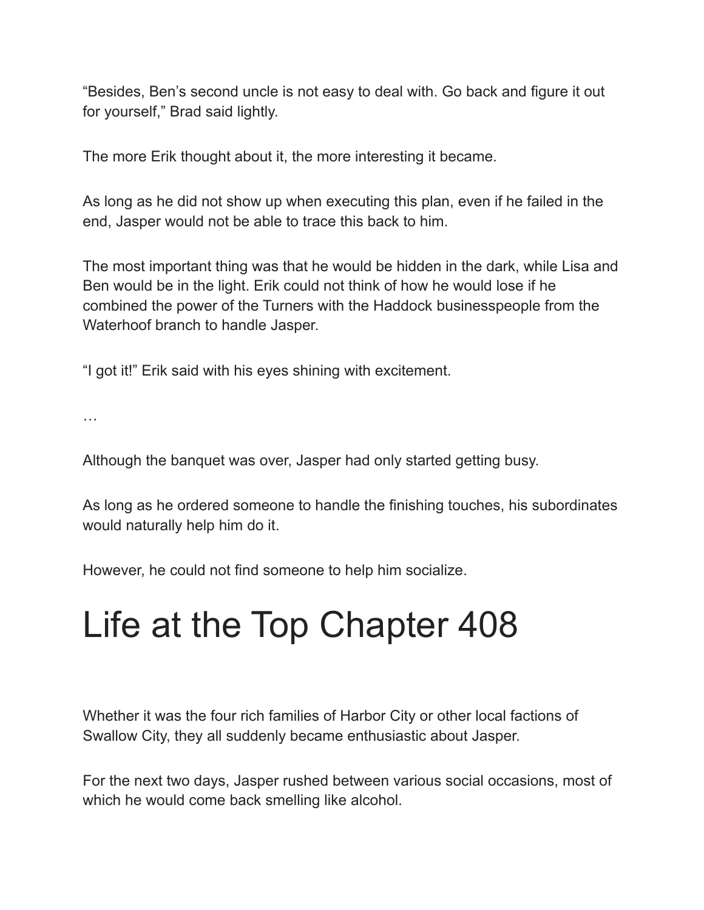"Besides, Ben's second uncle is not easy to deal with. Go back and figure it out for yourself," Brad said lightly.

The more Erik thought about it, the more interesting it became.

As long as he did not show up when executing this plan, even if he failed in the end, Jasper would not be able to trace this back to him.

The most important thing was that he would be hidden in the dark, while Lisa and Ben would be in the light. Erik could not think of how he would lose if he combined the power of the Turners with the Haddock businesspeople from the Waterhoof branch to handle Jasper.

"I got it!" Erik said with his eyes shining with excitement.

…

Although the banquet was over, Jasper had only started getting busy.

As long as he ordered someone to handle the finishing touches, his subordinates would naturally help him do it.

However, he could not find someone to help him socialize.

# Life at the Top Chapter 408

Whether it was the four rich families of Harbor City or other local factions of Swallow City, they all suddenly became enthusiastic about Jasper.

For the next two days, Jasper rushed between various social occasions, most of which he would come back smelling like alcohol.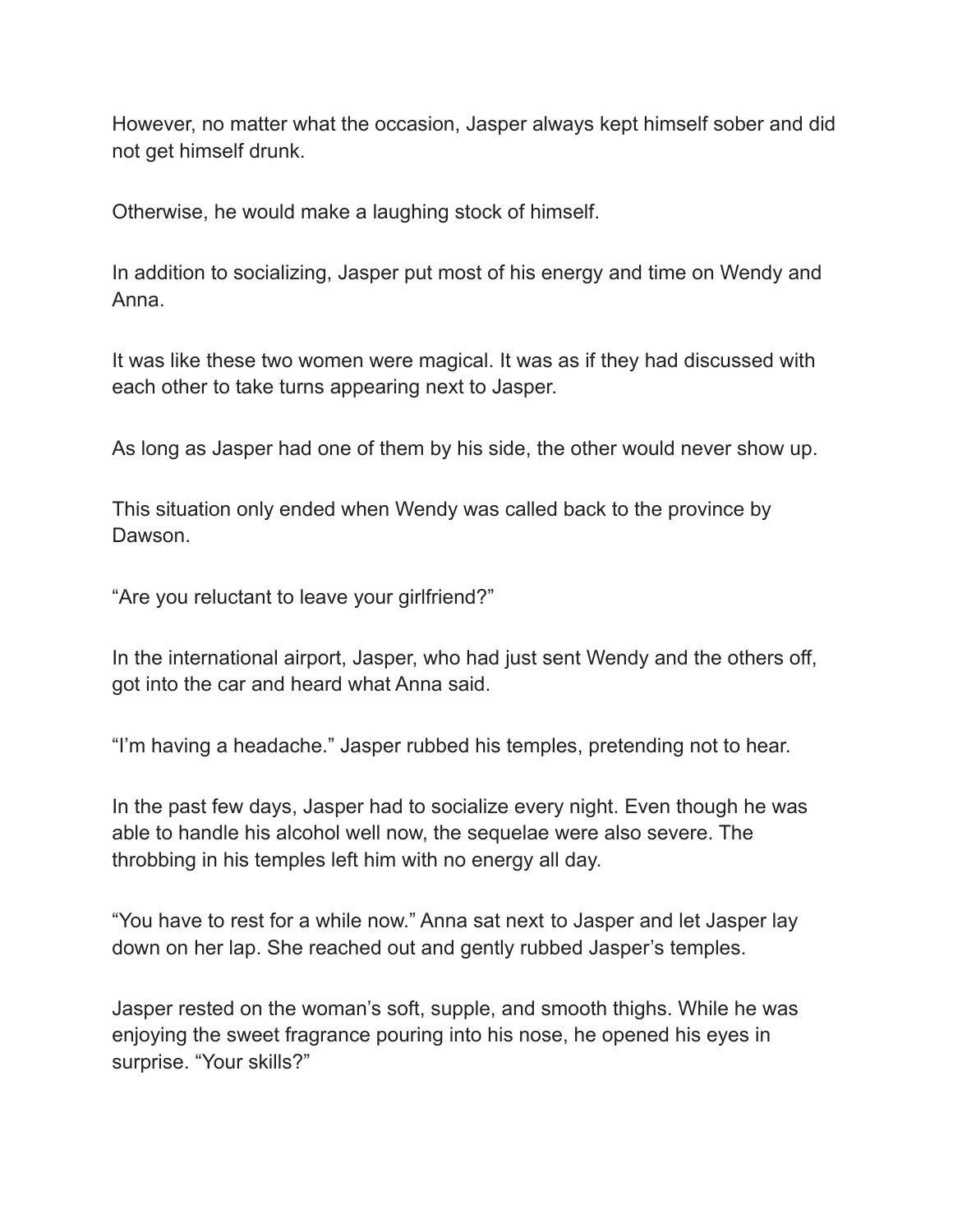However, no matter what the occasion, Jasper always kept himself sober and did not get himself drunk.

Otherwise, he would make a laughing stock of himself.

In addition to socializing, Jasper put most of his energy and time on Wendy and Anna.

It was like these two women were magical. It was as if they had discussed with each other to take turns appearing next to Jasper.

As long as Jasper had one of them by his side, the other would never show up.

This situation only ended when Wendy was called back to the province by Dawson.

“Are you reluctant to leave your girlfriend?”

In the international airport, Jasper, who had just sent Wendy and the others off, got into the car and heard what Anna said.

“I’m having a headache.” Jasper rubbed his temples, pretending not to hear.

In the past few days, Jasper had to socialize every night. Even though he was able to handle his alcohol well now, the sequelae were also severe. The throbbing in his temples left him with no energy all day.

“You have to rest for a while now.” Anna sat next to Jasper and let Jasper lay down on her lap. She reached out and gently rubbed Jasper’s temples.

Jasper rested on the woman’s soft, supple, and smooth thighs. While he was enjoying the sweet fragrance pouring into his nose, he opened his eyes in surprise. “Your skills?”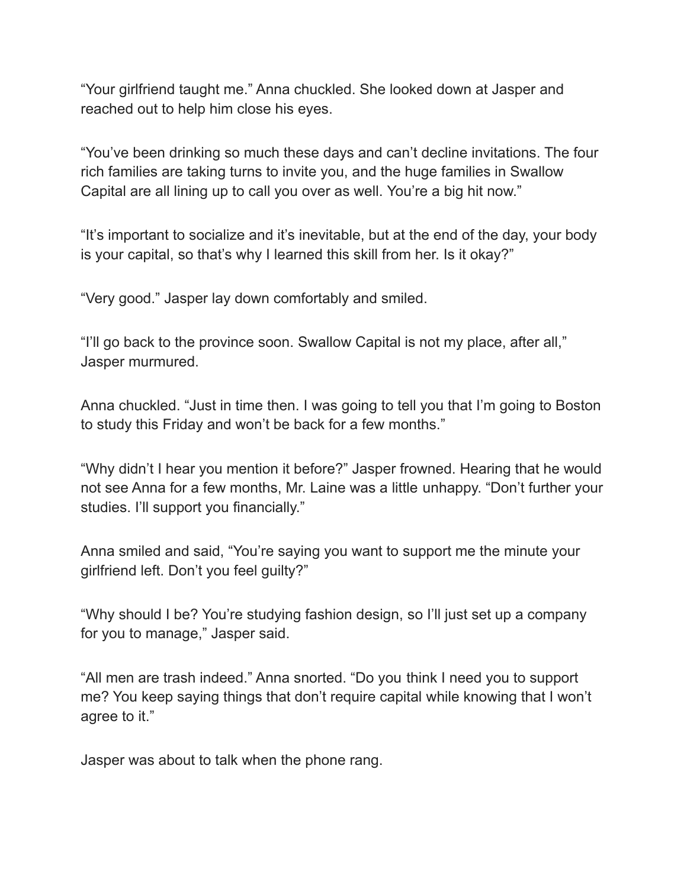“Your girlfriend taught me.” Anna chuckled. She looked down at Jasper and reached out to help him close his eyes.

“You’ve been drinking so much these days and can’t decline invitations. The four rich families are taking turns to invite you, and the huge families in Swallow Capital are all lining up to call you over as well. You’re a big hit now.”

“It’s important to socialize and it’s inevitable, but at the end of the day, your body is your capital, so that’s why I learned this skill from her. Is it okay?”

“Very good.” Jasper lay down comfortably and smiled.

“I’ll go back to the province soon. Swallow Capital is not my place, after all,” Jasper murmured.

Anna chuckled. “Just in time then. I was going to tell you that I’m going to Boston to study this Friday and won’t be back for a few months.”

“Why didn’t I hear you mention it before?” Jasper frowned. Hearing that he would not see Anna for a few months, Mr. Laine was a little unhappy. “Don’t further your studies. I’ll support you financially.”

Anna smiled and said, “You’re saying you want to support me the minute your girlfriend left. Don’t you feel guilty?”

“Why should I be? You’re studying fashion design, so I’ll just set up a company for you to manage,” Jasper said.

“All men are trash indeed.” Anna snorted. “Do you think I need you to support me? You keep saying things that don’t require capital while knowing that I won’t agree to it.”

Jasper was about to talk when the phone rang.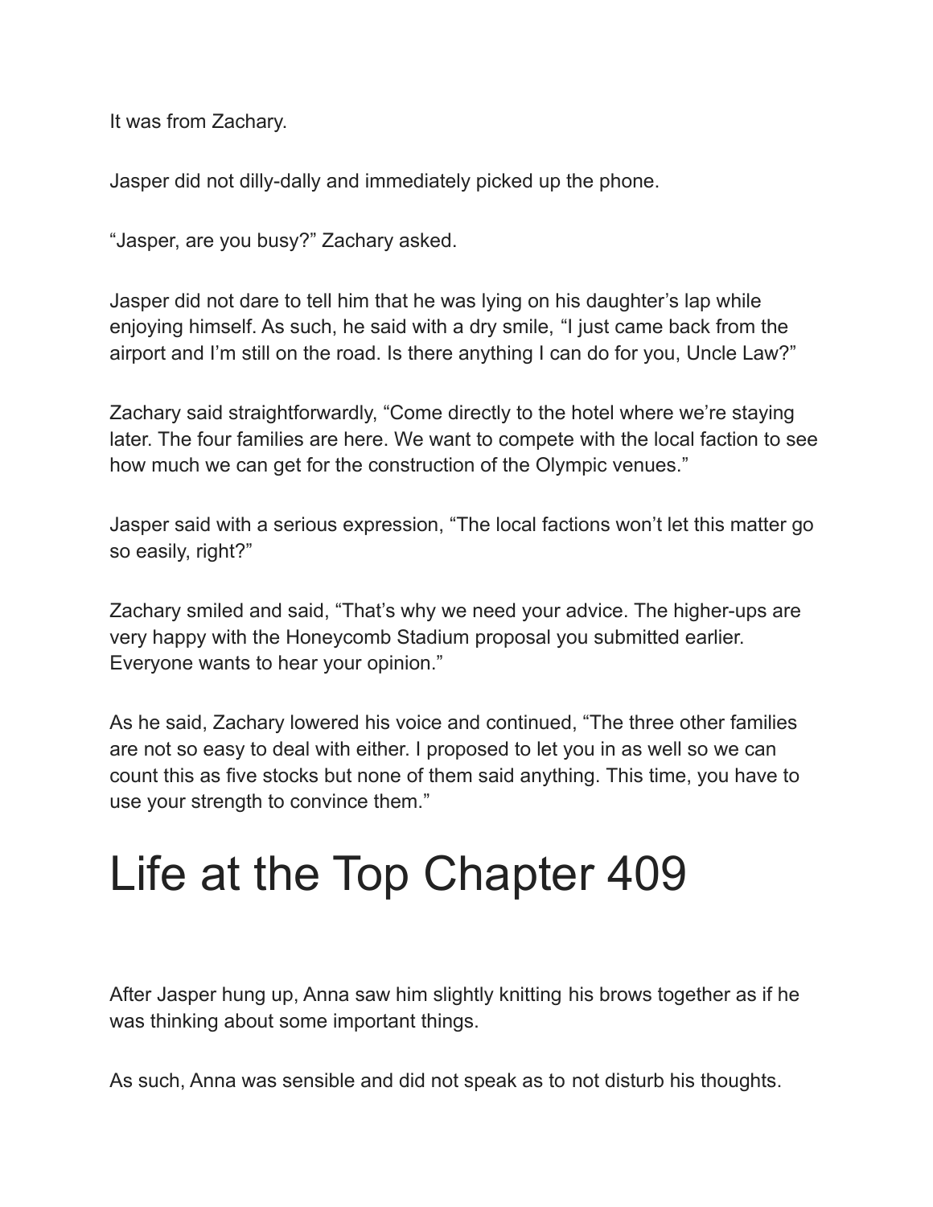It was from Zachary.

Jasper did not dilly-dally and immediately picked up the phone.

“Jasper, are you busy?” Zachary asked.

Jasper did not dare to tell him that he was lying on his daughter’s lap while enjoying himself. As such, he said with a dry smile, “I just came back from the airport and I’m still on the road. Is there anything I can do for you, Uncle Law?”

Zachary said straightforwardly, “Come directly to the hotel where we’re staying later. The four families are here. We want to compete with the local faction to see how much we can get for the construction of the Olympic venues.”

Jasper said with a serious expression, “The local factions won’t let this matter go so easily, right?”

Zachary smiled and said, “That’s why we need your advice. The higher-ups are very happy with the Honeycomb Stadium proposal you submitted earlier. Everyone wants to hear your opinion.”

As he said, Zachary lowered his voice and continued, “The three other families are not so easy to deal with either. I proposed to let you in as well so we can count this as five stocks but none of them said anything. This time, you have to use your strength to convince them.”

# Life at the Top Chapter 409

After Jasper hung up, Anna saw him slightly knitting his brows together as if he was thinking about some important things.

As such, Anna was sensible and did not speak as to not disturb his thoughts.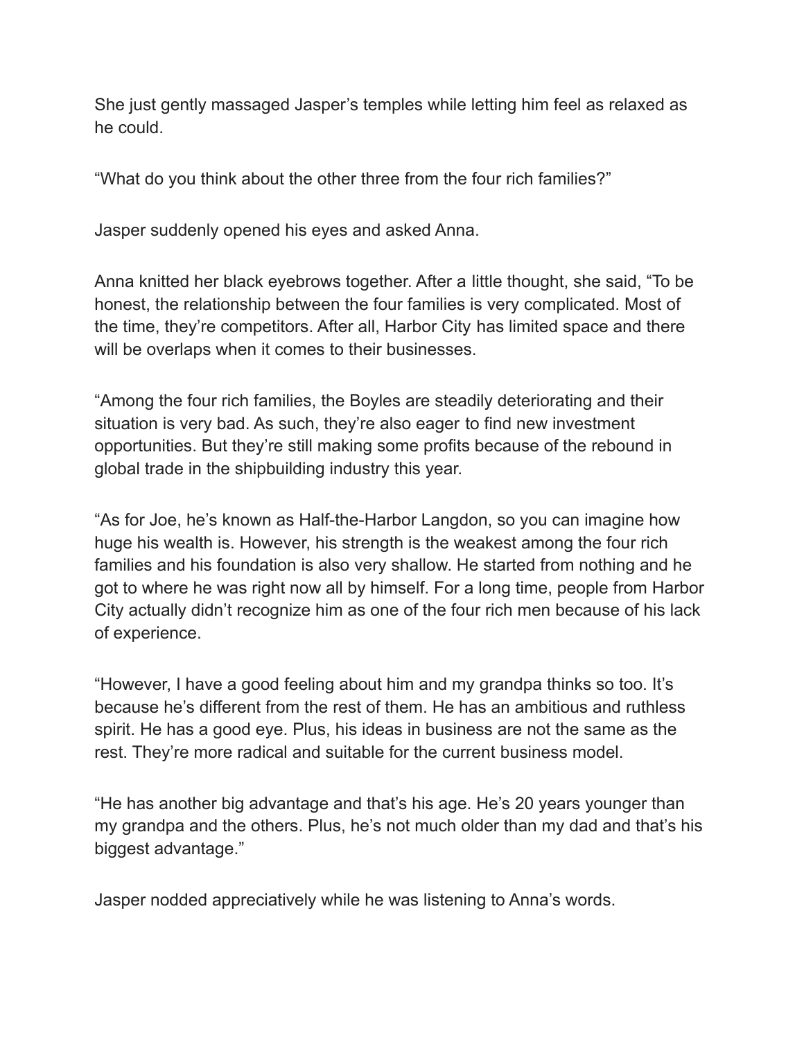She just gently massaged Jasper's temples while letting him feel as relaxed as he could.

"What do you think about the other three from the four rich families?"

Jasper suddenly opened his eyes and asked Anna.

Anna knitted her black eyebrows together. After a little thought, she said, "To be honest, the relationship between the four families is very complicated. Most of the time, they're competitors. After all, Harbor City has limited space and there will be overlaps when it comes to their businesses.

"Among the four rich families, the Boyles are steadily deteriorating and their situation is very bad. As such, they're also eager to find new investment opportunities. But they're still making some profits because of the rebound in global trade in the shipbuilding industry this year.

"As for Joe, he's known as Half-the-Harbor Langdon, so you can imagine how huge his wealth is. However, his strength is the weakest among the four rich families and his foundation is also very shallow. He started from nothing and he got to where he was right now all by himself. For a long time, people from Harbor City actually didn't recognize him as one of the four rich men because of his lack of experience.

"However, I have a good feeling about him and my grandpa thinks so too. It's because he's different from the rest of them. He has an ambitious and ruthless spirit. He has a good eye. Plus, his ideas in business are not the same as the rest. They're more radical and suitable for the current business model.

"He has another big advantage and that's his age. He's 20 years younger than my grandpa and the others. Plus, he's not much older than my dad and that's his biggest advantage."

Jasper nodded appreciatively while he was listening to Anna's words.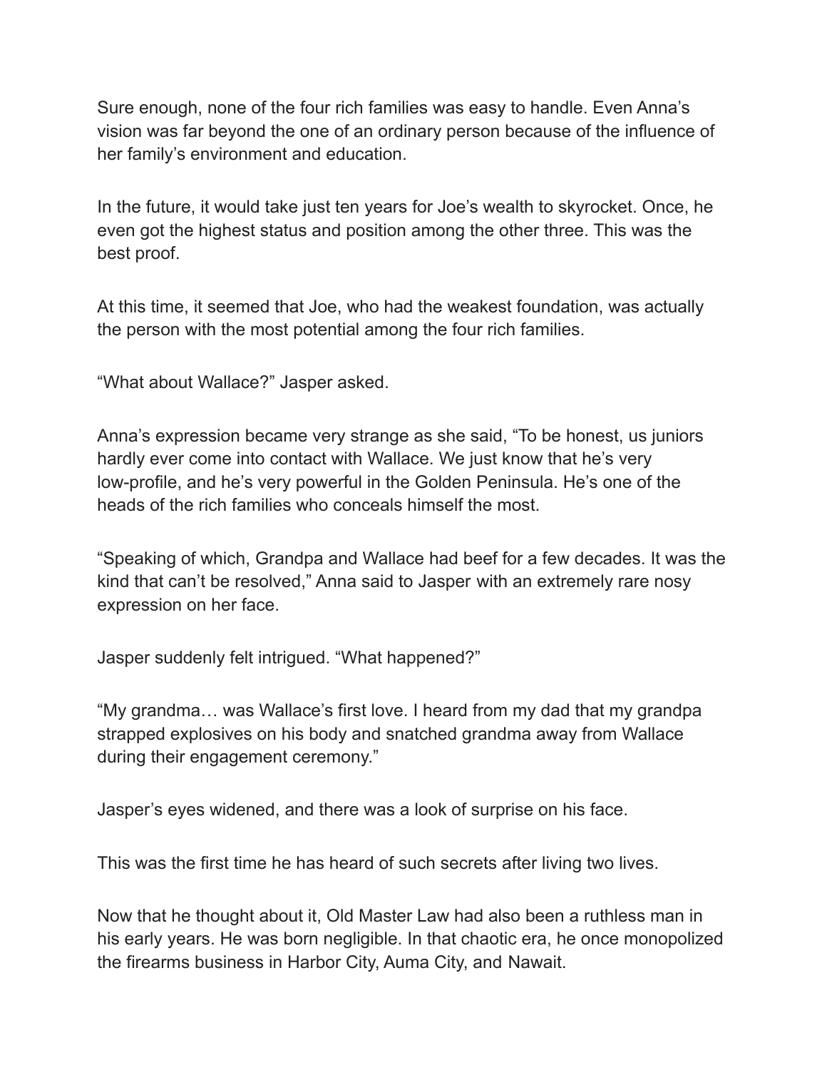Sure enough, none of the four rich families was easy to handle. Even Anna's vision was far beyond the one of an ordinary person because of the influence of her family's environment and education.

In the future, it would take just ten years for Joe's wealth to skyrocket. Once, he even got the highest status and position among the other three. This was the best proof.

At this time, it seemed that Joe, who had the weakest foundation, was actually the person with the most potential among the four rich families.

"What about Wallace?" Jasper asked.

Anna's expression became very strange as she said, "To be honest, us juniors hardly ever come into contact with Wallace. We just know that he's very low-profile, and he's very powerful in the Golden Peninsula. He's one of the heads of the rich families who conceals himself the most.

"Speaking of which, Grandpa and Wallace had beef for a few decades. It was the kind that can't be resolved," Anna said to Jasper with an extremely rare nosy expression on her face.

Jasper suddenly felt intrigued. "What happened?"

"My grandma… was Wallace's first love. I heard from my dad that my grandpa strapped explosives on his body and snatched grandma away from Wallace during their engagement ceremony."

Jasper's eyes widened, and there was a look of surprise on his face.

This was the first time he has heard of such secrets after living two lives.

Now that he thought about it, Old Master Law had also been a ruthless man in his early years. He was born negligible. In that chaotic era, he once monopolized the firearms business in Harbor City, Auma City, and Nawait.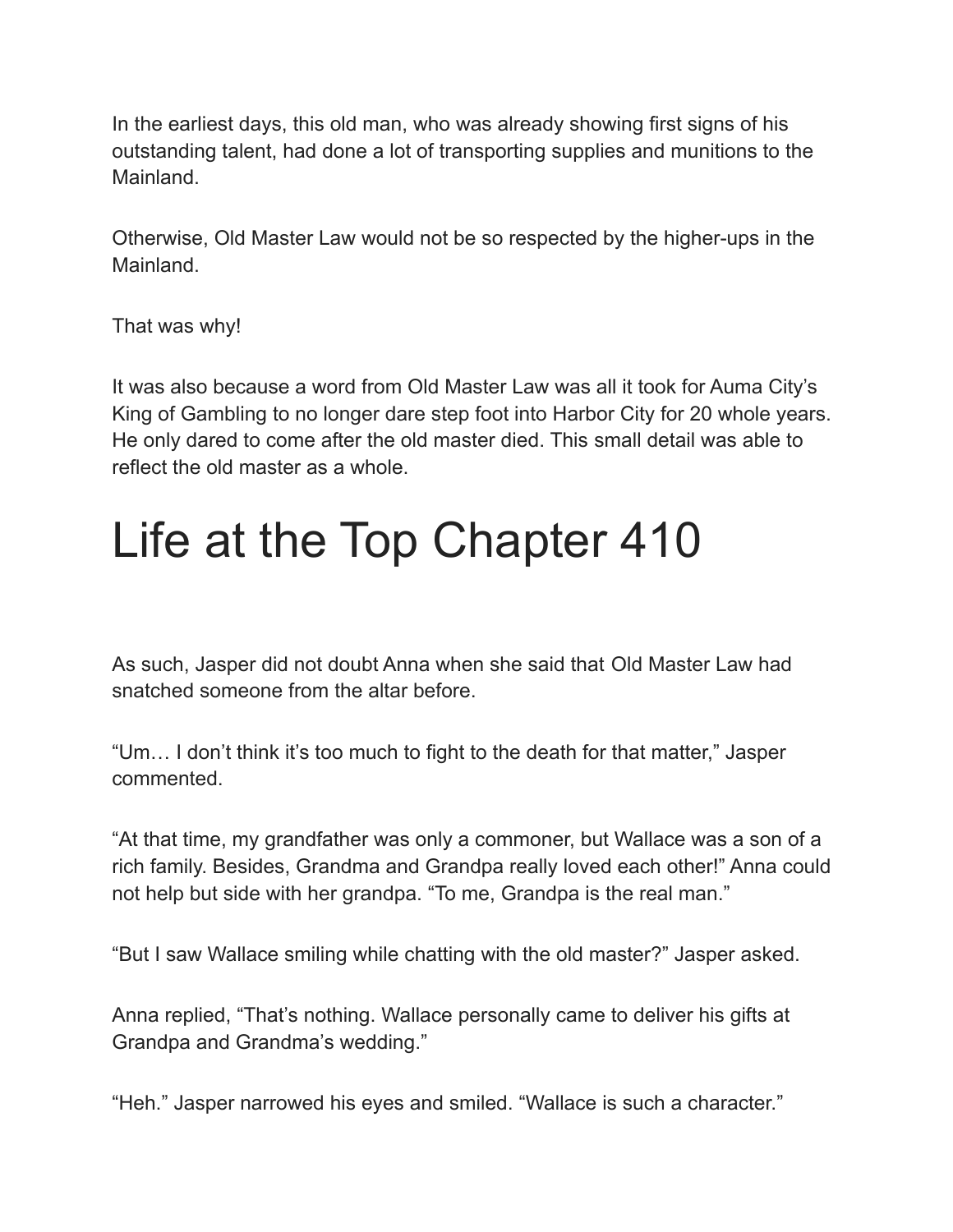In the earliest days, this old man, who was already showing first signs of his outstanding talent, had done a lot of transporting supplies and munitions to the Mainland.

Otherwise, Old Master Law would not be so respected by the higher-ups in the Mainland.

That was why!

It was also because a word from Old Master Law was all it took for Auma City's King of Gambling to no longer dare step foot into Harbor City for 20 whole years. He only dared to come after the old master died. This small detail was able to reflect the old master as a whole.

# Life at the Top Chapter 410

As such, Jasper did not doubt Anna when she said that Old Master Law had snatched someone from the altar before.

"Um… I don't think it's too much to fight to the death for that matter," Jasper commented.

"At that time, my grandfather was only a commoner, but Wallace was a son of a rich family. Besides, Grandma and Grandpa really loved each other!" Anna could not help but side with her grandpa. "To me, Grandpa is the real man."

"But I saw Wallace smiling while chatting with the old master?" Jasper asked.

Anna replied, "That's nothing. Wallace personally came to deliver his gifts at Grandpa and Grandma's wedding."

"Heh." Jasper narrowed his eyes and smiled. "Wallace is such a character."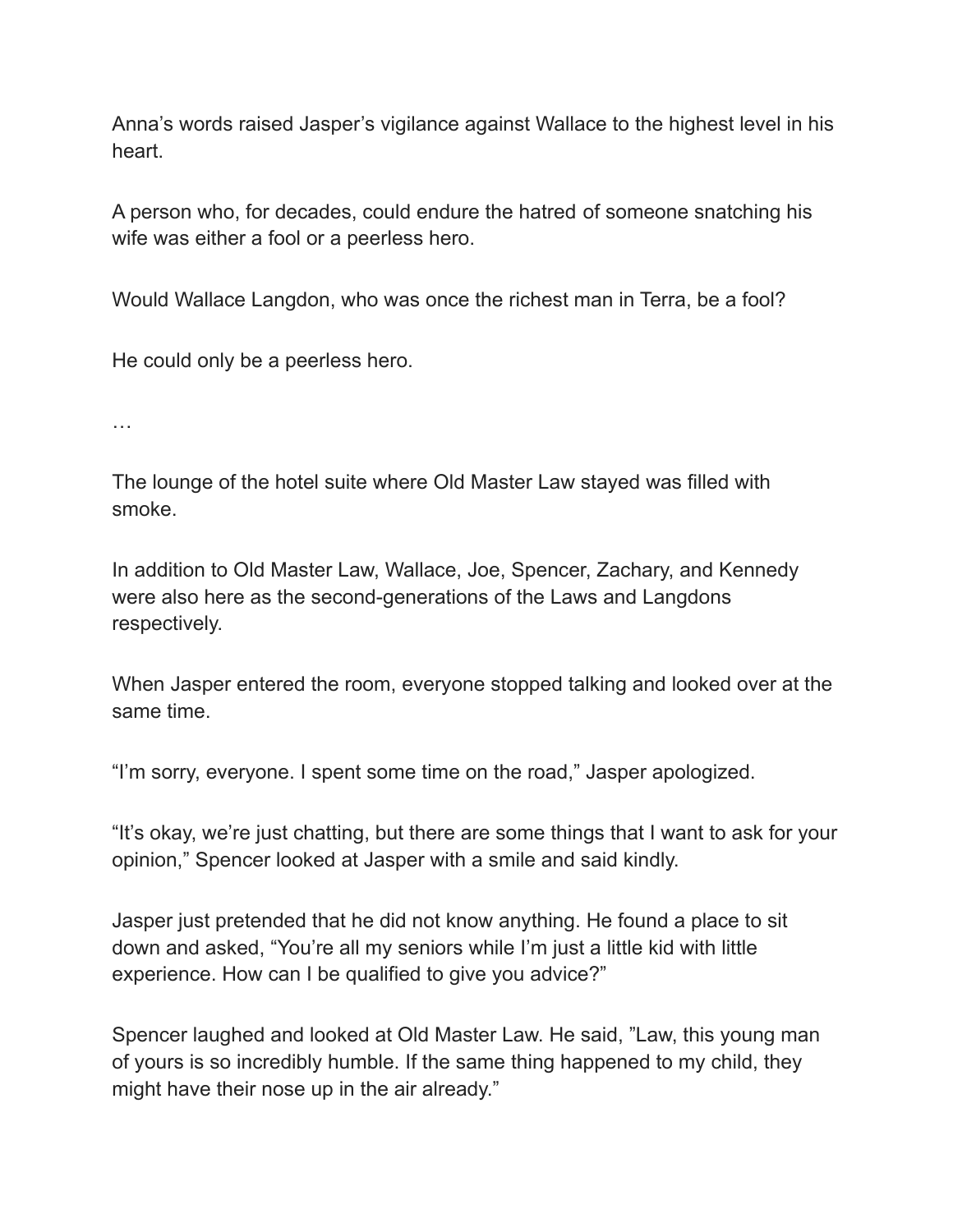Anna’s words raised Jasper’s vigilance against Wallace to the highest level in his heart.

A person who, for decades, could endure the hatred of someone snatching his wife was either a fool or a peerless hero.

Would Wallace Langdon, who was once the richest man in Terra, be a fool?

He could only be a peerless hero.

…

The lounge of the hotel suite where Old Master Law stayed was filled with smoke.

In addition to Old Master Law, Wallace, Joe, Spencer, Zachary, and Kennedy were also here as the second-generations of the Laws and Langdons respectively.

When Jasper entered the room, everyone stopped talking and looked over at the same time.

“I’m sorry, everyone. I spent some time on the road,” Jasper apologized.

“It’s okay, we’re just chatting, but there are some things that I want to ask for your opinion,” Spencer looked at Jasper with a smile and said kindly.

Jasper just pretended that he did not know anything. He found a place to sit down and asked, “You’re all my seniors while I’m just a little kid with little experience. How can I be qualified to give you advice?”

Spencer laughed and looked at Old Master Law. He said, ”Law, this young man of yours is so incredibly humble. If the same thing happened to my child, they might have their nose up in the air already.”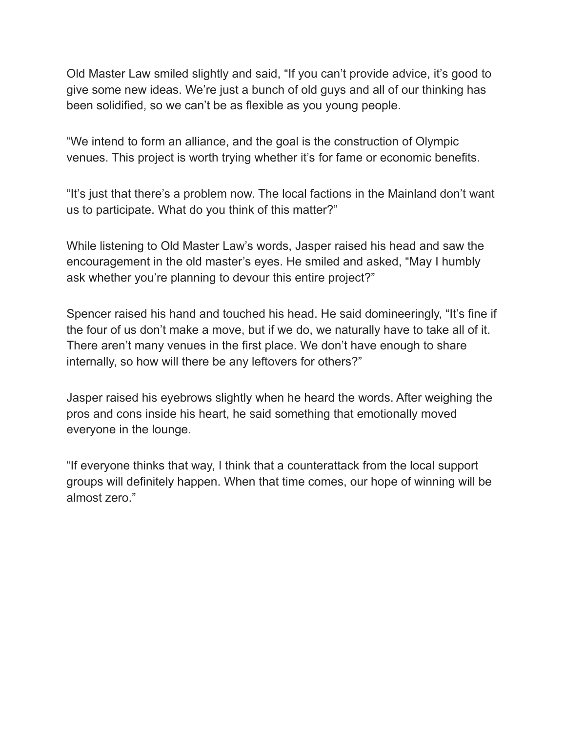Old Master Law smiled slightly and said, "If you can't provide advice, it's good to give some new ideas. We're just a bunch of old guys and all of our thinking has been solidified, so we can't be as flexible as you young people.

"We intend to form an alliance, and the goal is the construction of Olympic venues. This project is worth trying whether it's for fame or economic benefits.

"It's just that there's a problem now. The local factions in the Mainland don't want us to participate. What do you think of this matter?"

While listening to Old Master Law's words, Jasper raised his head and saw the encouragement in the old master's eyes. He smiled and asked, "May I humbly ask whether you're planning to devour this entire project?"

Spencer raised his hand and touched his head. He said domineeringly, "It's fine if the four of us don't make a move, but if we do, we naturally have to take all of it. There aren't many venues in the first place. We don't have enough to share internally, so how will there be any leftovers for others?"

Jasper raised his eyebrows slightly when he heard the words. After weighing the pros and cons inside his heart, he said something that emotionally moved everyone in the lounge.

"If everyone thinks that way, I think that a counterattack from the local support groups will definitely happen. When that time comes, our hope of winning will be almost zero."